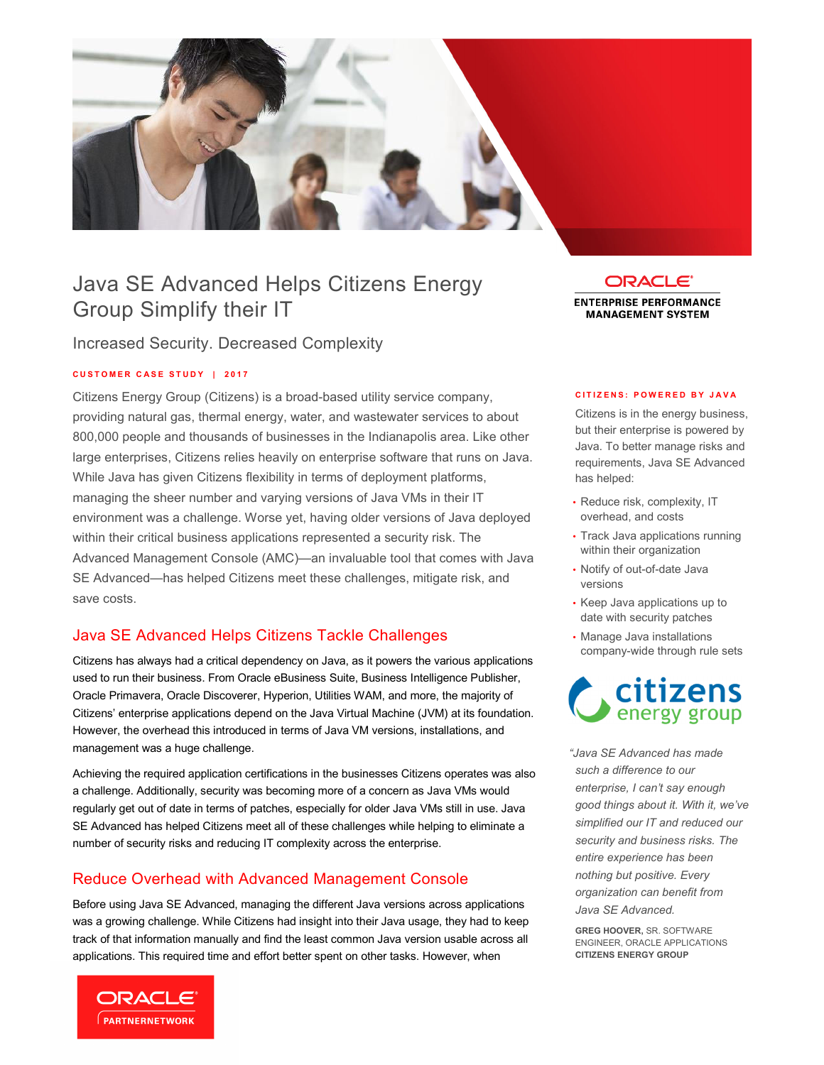# Java SE Advanced Helps Citizens Energy Group Simplify their IT

## Increased Security. Decreased Complexity

**CUSTOMER CASE STUDY | 2017**

Citizens Energy Group (Citizens) is a broad-based utility service company, providing natural gas, thermal energy, water, and wastewater services to about 800,000 people and thousands of businesses in the Indianapolis area. Like other large enterprises, Citizens relies heavily on enterprise software that runs on Java. While Java has given Citizens flexibility in terms of deployment platforms, managing the sheer number and varying versions of Java VMs in their IT environment was a challenge. Worse yet, having older versions of Java deployed within their critical business applications represented a security risk. The Advanced Management Console (AMC)—an invaluable tool that comes with Java SE Advanced—has helped Citizens meet these challenges, mitigate risk, and save costs.

## Java SE Advanced Helps Citizens Tackle Challenges

Citizens has always had a critical dependency on Java, as it powers the various applications used to run their business. From Oracle eBusiness Suite, Business Intelligence Publisher, Oracle Primavera, Oracle Discoverer, Hyperion, Utilities WAM, and more, the majority of Citizens' enterprise applications depend on the Java Virtual Machine (JVM) at its foundation. However, the overhead this introduced in terms of Java VM versions, installations, and management was a huge challenge.

Achieving the required application certifications in the businesses Citizens operates was also a challenge. Additionally, security was becoming more of a concern as Java VMs would regularly get out of date in terms of patches, especially for older Java VMs still in use. Java SE Advanced has helped Citizens meet all of these challenges while helping to eliminate a number of security risks and reducing IT complexity across the enterprise.

## Reduce Overhead with Advanced Management Console

Before using Java SE Advanced, managing the different Java versions across applications was a growing challenge. While Citizens had insight into their Java usage, they had to keep track of that information manually and find the least common Java version usable across all applications. This required time and effort better spent on other tasks. However, when

ORACLE
ENTERPRISE PERFORMANCE MANAGEMENT SYSTEM

**CITIZENS: POWERED BY JAVA**

Citizens is in the energy business, but their enterprise is powered by Java. To better manage risks and requirements, Java SE Advanced has helped:

- Reduce risk, complexity, IT overhead, and costs
- Track Java applications running within their organization
- Notify of out-of-date Java versions
- Keep Java applications up to date with security patches
- Manage Java installations company-wide through rule sets

citizens energy group

*"Java SE Advanced has made such a difference to our enterprise, I can't say enough good things about it. With it, we've simplified our IT and reduced our security and business risks. The entire experience has been nothing but positive. Every organization can benefit from Java SE Advanced.*

**GREG HOOVER,** SR. SOFTWARE ENGINEER, ORACLE APPLICATIONS
**CITIZENS ENERGY GROUP**

ORACLE PARTNERNETWORK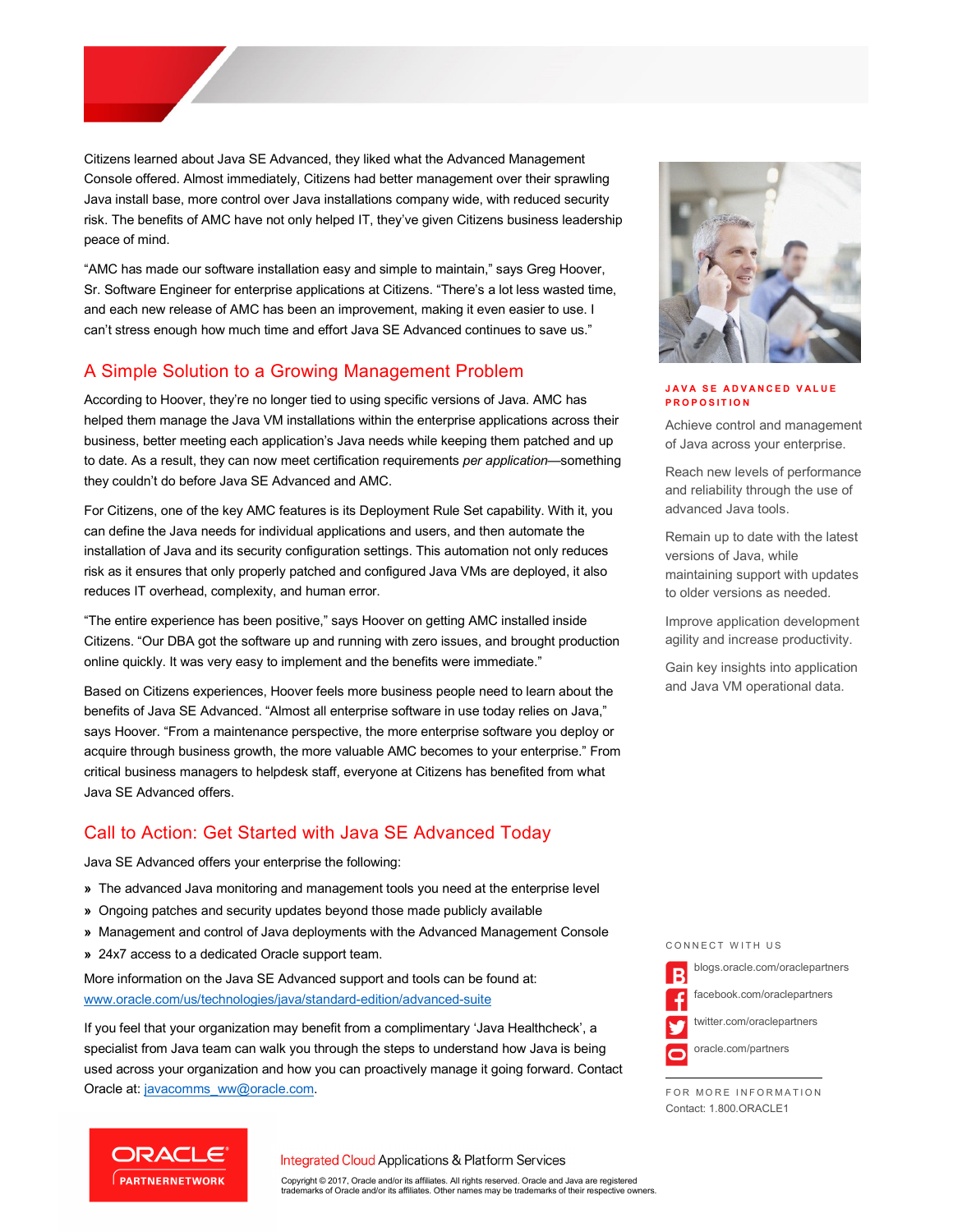Citizens learned about Java SE Advanced, they liked what the Advanced Management Console offered. Almost immediately, Citizens had better management over their sprawling Java install base, more control over Java installations company wide, with reduced security risk. The benefits of AMC have not only helped IT, they've given Citizens business leadership peace of mind.

"AMC has made our software installation easy and simple to maintain," says Greg Hoover, Sr. Software Engineer for enterprise applications at Citizens. "There's a lot less wasted time, and each new release of AMC has been an improvement, making it even easier to use. I can't stress enough how much time and effort Java SE Advanced continues to save us."

## A Simple Solution to a Growing Management Problem

According to Hoover, they're no longer tied to using specific versions of Java. AMC has helped them manage the Java VM installations within the enterprise applications across their business, better meeting each application's Java needs while keeping them patched and up to date. As a result, they can now meet certification requirements *per application*—something they couldn't do before Java SE Advanced and AMC.

For Citizens, one of the key AMC features is its Deployment Rule Set capability. With it, you can define the Java needs for individual applications and users, and then automate the installation of Java and its security configuration settings. This automation not only reduces risk as it ensures that only properly patched and configured Java VMs are deployed, it also reduces IT overhead, complexity, and human error.

"The entire experience has been positive," says Hoover on getting AMC installed inside Citizens. "Our DBA got the software up and running with zero issues, and brought production online quickly. It was very easy to implement and the benefits were immediate."

Based on Citizens experiences, Hoover feels more business people need to learn about the benefits of Java SE Advanced. "Almost all enterprise software in use today relies on Java," says Hoover. "From a maintenance perspective, the more enterprise software you deploy or acquire through business growth, the more valuable AMC becomes to your enterprise." From critical business managers to helpdesk staff, everyone at Citizens has benefited from what Java SE Advanced offers.

## Call to Action: Get Started with Java SE Advanced Today

Java SE Advanced offers your enterprise the following:

- The advanced Java monitoring and management tools you need at the enterprise level
- Ongoing patches and security updates beyond those made publicly available
- Management and control of Java deployments with the Advanced Management Console
- 24x7 access to a dedicated Oracle support team.

More information on the Java SE Advanced support and tools can be found at: www.oracle.com/us/technologies/java/standard-edition/advanced-suite

If you feel that your organization may benefit from a complimentary 'Java Healthcheck', a specialist from Java team can walk you through the steps to understand how Java is being used across your organization and how you can proactively manage it going forward. Contact Oracle at: javacomms_ww@oracle.com.

### JAVA SE ADVANCED VALUE PROPOSITION

Achieve control and management of Java across your enterprise.

Reach new levels of performance and reliability through the use of advanced Java tools.

Remain up to date with the latest versions of Java, while maintaining support with updates to older versions as needed.

Improve application development agility and increase productivity.

Gain key insights into application and Java VM operational data.

CONNECT WITH US

blogs.oracle.com/oraclepartners

facebook.com/oraclepartners

twitter.com/oraclepartners

oracle.com/partners

FOR MORE INFORMATION

Contact: 1.800.ORACLE1

ORACLE PARTNERNETWORK

Integrated Cloud Applications & Platform Services

Copyright © 2017, Oracle and/or its affiliates. All rights reserved. Oracle and Java are registered trademarks of Oracle and/or its affiliates. Other names may be trademarks of their respective owners.